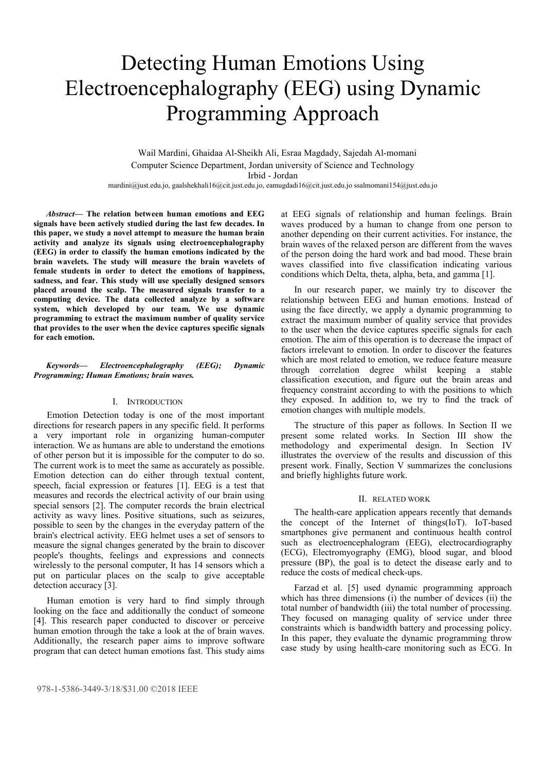# Detecting Human Emotions Using Electroencephalography (EEG) using Dynamic Programming Approach

Wail Mardini, Ghaidaa Al-Sheikh Ali, Esraa Magdady, Sajedah Al-momani
Computer Science Department, Jordan university of Science and Technology
Irbid - Jordan
mardini@just.edu.jo, gaalshekhali16@cit.just.edu.jo, eamugdadi16@cit.just.edu.jo ssalmomani154@just.edu.jo

***Abstract*— The relation between human emotions and EEG signals have been actively studied during the last few decades. In this paper, we study a novel attempt to measure the human brain activity and analyze its signals using electroencephalography (EEG) in order to classify the human emotions indicated by the brain wavelets. The study will measure the brain wavelets of female students in order to detect the emotions of happiness, sadness, and fear. This study will use specially designed sensors placed around the scalp. The measured signals transfer to a computing device. The data collected analyze by a software system, which developed by our team. We use dynamic programming to extract the maximum number of quality service that provides to the user when the device captures specific signals for each emotion.**

***Keywords*— *Electroencephalography (EEG); Dynamic Programming; Human Emotions; brain waves.***

## I. Introduction

Emotion Detection today is one of the most important directions for research papers in any specific field. It performs a very important role in organizing human-computer interaction. We as humans are able to understand the emotions of other person but it is impossible for the computer to do so. The current work is to meet the same as accurately as possible. Emotion detection can do either through textual content, speech, facial expression or features [1]. EEG is a test that measures and records the electrical activity of our brain using special sensors [2]. The computer records the brain electrical activity as wavy lines. Positive situations, such as seizures, possible to seen by the changes in the everyday pattern of the brain's electrical activity. EEG helmet uses a set of sensors to measure the signal changes generated by the brain to discover people's thoughts, feelings and expressions and connects wirelessly to the personal computer, It has 14 sensors which a put on particular places on the scalp to give acceptable detection accuracy [3].

Human emotion is very hard to find simply through looking on the face and additionally the conduct of someone [4]. This research paper conducted to discover or perceive human emotion through the take a look at the of brain waves. Additionally, the research paper aims to improve software program that can detect human emotions fast. This study aims at EEG signals of relationship and human feelings. Brain waves produced by a human to change from one person to another depending on their current activities. For instance, the brain waves of the relaxed person are different from the waves of the person doing the hard work and bad mood. These brain waves classified into five classification indicating various conditions which Delta, theta, alpha, beta, and gamma [1].

In our research paper, we mainly try to discover the relationship between EEG and human emotions. Instead of using the face directly, we apply a dynamic programming to extract the maximum number of quality service that provides to the user when the device captures specific signals for each emotion. The aim of this operation is to decrease the impact of factors irrelevant to emotion. In order to discover the features which are most related to emotion, we reduce feature measure through correlation degree whilst keeping a stable classification execution, and figure out the brain areas and frequency constraint according to with the positions to which they exposed. In addition to, we try to find the track of emotion changes with multiple models.

The structure of this paper as follows. In Section II we present some related works. In Section III show the methodology and experimental design. In Section IV illustrates the overview of the results and discussion of this present work. Finally, Section V summarizes the conclusions and briefly highlights future work.

## II. Related Work

The health-care application appears recently that demands the concept of the Internet of things(IoT). IoT-based smartphones give permanent and continuous health control such as electroencephalogram (EEG), electrocardiography (ECG), Electromyography (EMG), blood sugar, and blood pressure (BP), the goal is to detect the disease early and to reduce the costs of medical check-ups.

Farzad et al. [5] used dynamic programming approach which has three dimensions (i) the number of devices (ii) the total number of bandwidth (iii) the total number of processing. They focused on managing quality of service under three constraints which is bandwidth battery and processing policy. In this paper, they evaluate the dynamic programming throw case study by using health-care monitoring such as ECG. In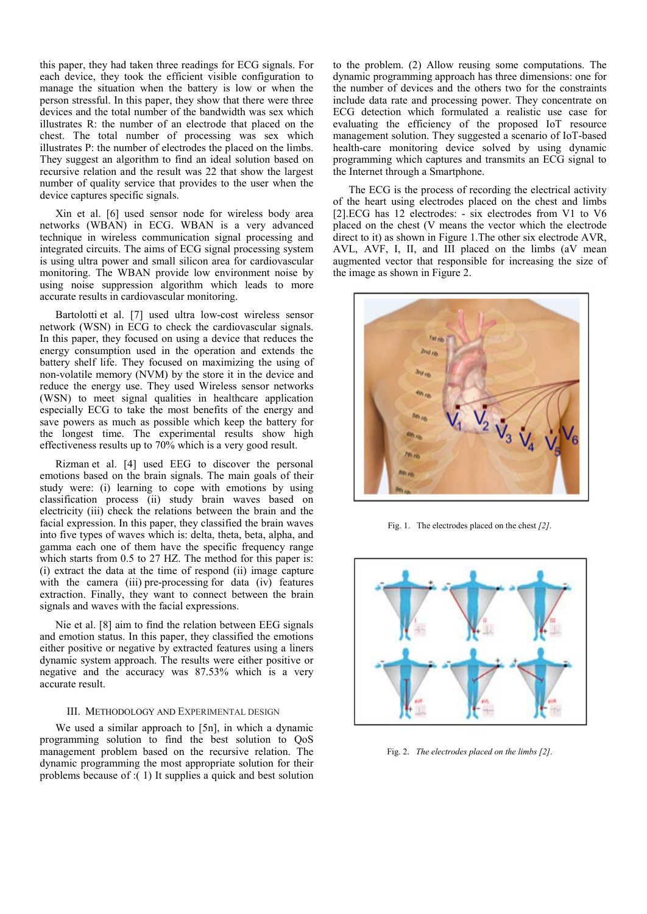this paper, they had taken three readings for ECG signals. For each device, they took the efficient visible configuration to manage the situation when the battery is low or when the person stressful. In this paper, they show that there were three devices and the total number of the bandwidth was sex which illustrates R: the number of an electrode that placed on the chest. The total number of processing was sex which illustrates P: the number of electrodes the placed on the limbs. They suggest an algorithm to find an ideal solution based on recursive relation and the result was 22 that show the largest number of quality service that provides to the user when the device captures specific signals.

Xin et al. [6] used sensor node for wireless body area networks (WBAN) in ECG. WBAN is a very advanced technique in wireless communication signal processing and integrated circuits. The aims of ECG signal processing system is using ultra power and small silicon area for cardiovascular monitoring. The WBAN provide low environment noise by using noise suppression algorithm which leads to more accurate results in cardiovascular monitoring.

Bartolotti et al. [7] used ultra low-cost wireless sensor network (WSN) in ECG to check the cardiovascular signals. In this paper, they focused on using a device that reduces the energy consumption used in the operation and extends the battery shelf life. They focused on maximizing the using of non-volatile memory (NVM) by the store it in the device and reduce the energy use. They used Wireless sensor networks (WSN) to meet signal qualities in healthcare application especially ECG to take the most benefits of the energy and save powers as much as possible which keep the battery for the longest time. The experimental results show high effectiveness results up to 70% which is a very good result.

Rizman et al. [4] used EEG to discover the personal emotions based on the brain signals. The main goals of their study were: (i) learning to cope with emotions by using classification process (ii) study brain waves based on electricity (iii) check the relations between the brain and the facial expression. In this paper, they classified the brain waves into five types of waves which is: delta, theta, beta, alpha, and gamma each one of them have the specific frequency range which starts from 0.5 to 27 HZ. The method for this paper is: (i) extract the data at the time of respond (ii) image capture with the camera (iii) pre-processing for data (iv) features extraction. Finally, they want to connect between the brain signals and waves with the facial expressions.

Nie et al. [8] aim to find the relation between EEG signals and emotion status. In this paper, they classified the emotions either positive or negative by extracted features using a liners dynamic system approach. The results were either positive or negative and the accuracy was 87.53% which is a very accurate result.

## III. Methodology and Experimental Design

We used a similar approach to [5n], in which a dynamic programming solution to find the best solution to QoS management problem based on the recursive relation. The dynamic programming the most appropriate solution for their problems because of :( 1) It supplies a quick and best solution to the problem. (2) Allow reusing some computations. The dynamic programming approach has three dimensions: one for the number of devices and the others two for the constraints include data rate and processing power. They concentrate on ECG detection which formulated a realistic use case for evaluating the efficiency of the proposed IoT resource management solution. They suggested a scenario of IoT-based health-care monitoring device solved by using dynamic programming which captures and transmits an ECG signal to the Internet through a Smartphone.

The ECG is the process of recording the electrical activity of the heart using electrodes placed on the chest and limbs [2].ECG has 12 electrodes: - six electrodes from V1 to V6 placed on the chest (V means the vector which the electrode direct to it) as shown in Figure 1.The other six electrode AVR, AVL, AVF, I, II, and III placed on the limbs (aV mean augmented vector that responsible for increasing the size of the image as shown in Figure 2.

Fig. 1. The electrodes placed on the chest *[2]*.

Fig. 2. *The electrodes placed on the limbs [2].*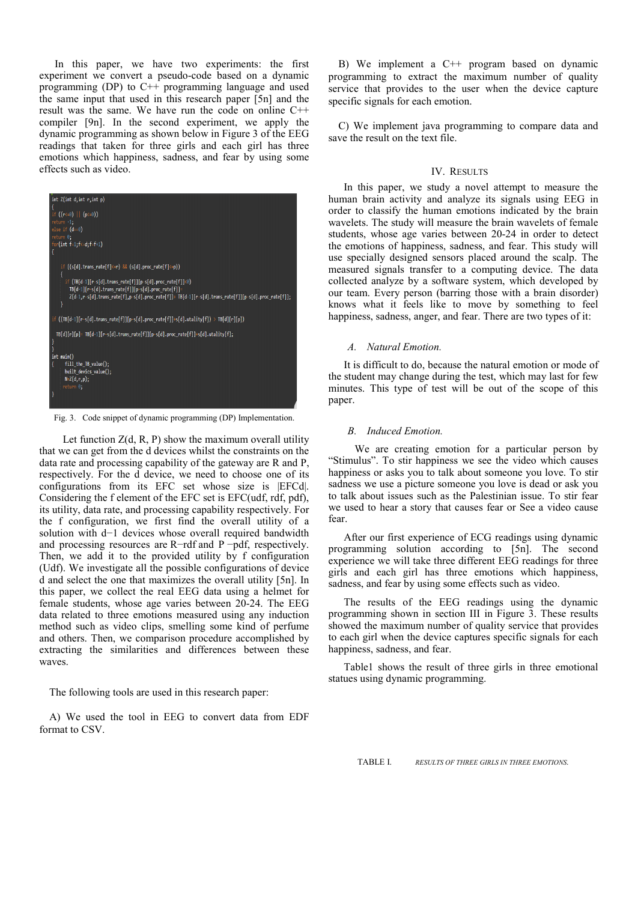In this paper, we have two experiments: the first experiment we convert a pseudo-code based on a dynamic programming (DP) to C++ programming language and used the same input that used in this research paper [5n] and the result was the same. We have run the code on online C++ compiler [9n]. In the second experiment, we apply the dynamic programming as shown below in Figure 3 of the EEG readings that taken for three girls and each girl has three emotions which happiness, sadness, and fear by using some effects such as video.

```
int Z(int d,int r,int p)
{
if ((r<=0) || (p<=0))
return -1;
else if (d==0)
return 0;
for(int f=1;f<=d;f=f+1)
{

   if ((s[d].trans_rate[f]<=r) && (s[d].proc_rate[f]<=p))
   {
     if (TB[d-1][r-s[d].trans_rate[f]][p-s[d].proc_rate[f]]<0)
     TB[d-1][r-s[d].trans_rate[f]][p-s[d].proc_rate[f]]=
     Z(d-1,r-s[d].trans_rate[f],p-s[d].proc_rate[f])+ TB[d-1][r-s[d].trans_rate[f]][p-s[d].proc_rate[f]];
   }

if ((TB[d-1][r-s[d].trans_rate[f]][p-s[d].proc_rate[f]]+s[d].utality[f]) > TB[d][r][p])

  TB[d][r][p]= TB[d-1][r-s[d].trans_rate[f]][p-s[d].proc_rate[f]]+s[d].utality[f];
}
}
int main()
{   fill_the_TB_value();
    built_devics_value();
    N=Z(d,r,p);
    return 0;
}
```

Fig. 3. Code snippet of dynamic programming (DP) Implementation.

Let function Z(d, R, P) show the maximum overall utility that we can get from the d devices whilst the constraints on the data rate and processing capability of the gateway are R and P, respectively. For the d device, we need to choose one of its configurations from its EFC set whose size is |EFCd|. Considering the f element of the EFC set is EFC(udf, rdf, pdf), its utility, data rate, and processing capability respectively. For the f configuration, we first find the overall utility of a solution with d−1 devices whose overall required bandwidth and processing resources are R−rdf and P −pdf, respectively. Then, we add it to the provided utility by f configuration (Udf). We investigate all the possible configurations of device d and select the one that maximizes the overall utility [5n]. In this paper, we collect the real EEG data using a helmet for female students, whose age varies between 20-24. The EEG data related to three emotions measured using any induction method such as video clips, smelling some kind of perfume and others. Then, we comparison procedure accomplished by extracting the similarities and differences between these waves.

The following tools are used in this research paper:

A) We used the tool in EEG to convert data from EDF format to CSV.

B) We implement a C++ program based on dynamic programming to extract the maximum number of quality service that provides to the user when the device capture specific signals for each emotion.

C) We implement java programming to compare data and save the result on the text file.

## IV. Results

In this paper, we study a novel attempt to measure the human brain activity and analyze its signals using EEG in order to classify the human emotions indicated by the brain wavelets. The study will measure the brain wavelets of female students, whose age varies between 20-24 in order to detect the emotions of happiness, sadness, and fear. This study will use specially designed sensors placed around the scalp. The measured signals transfer to a computing device. The data collected analyze by a software system, which developed by our team. Every person (barring those with a brain disorder) knows what it feels like to move by something to feel happiness, sadness, anger, and fear. There are two types of it:

### *A. Natural Emotion.*

It is difficult to do, because the natural emotion or mode of the student may change during the test, which may last for few minutes. This type of test will be out of the scope of this paper.

### *B. Induced Emotion.*

We are creating emotion for a particular person by "Stimulus". To stir happiness we see the video which causes happiness or asks you to talk about someone you love. To stir sadness we use a picture someone you love is dead or ask you to talk about issues such as the Palestinian issue. To stir fear we used to hear a story that causes fear or See a video cause fear.

After our first experience of ECG readings using dynamic programming solution according to [5n]. The second experience we will take three different EEG readings for three girls and each girl has three emotions which happiness, sadness, and fear by using some effects such as video.

The results of the EEG readings using the dynamic programming shown in section III in Figure 3. These results showed the maximum number of quality service that provides to each girl when the device captures specific signals for each happiness, sadness, and fear.

Table1 shows the result of three girls in three emotional statues using dynamic programming.

TABLE I. *RESULTS OF THREE GIRLS IN THREE EMOTIONS.*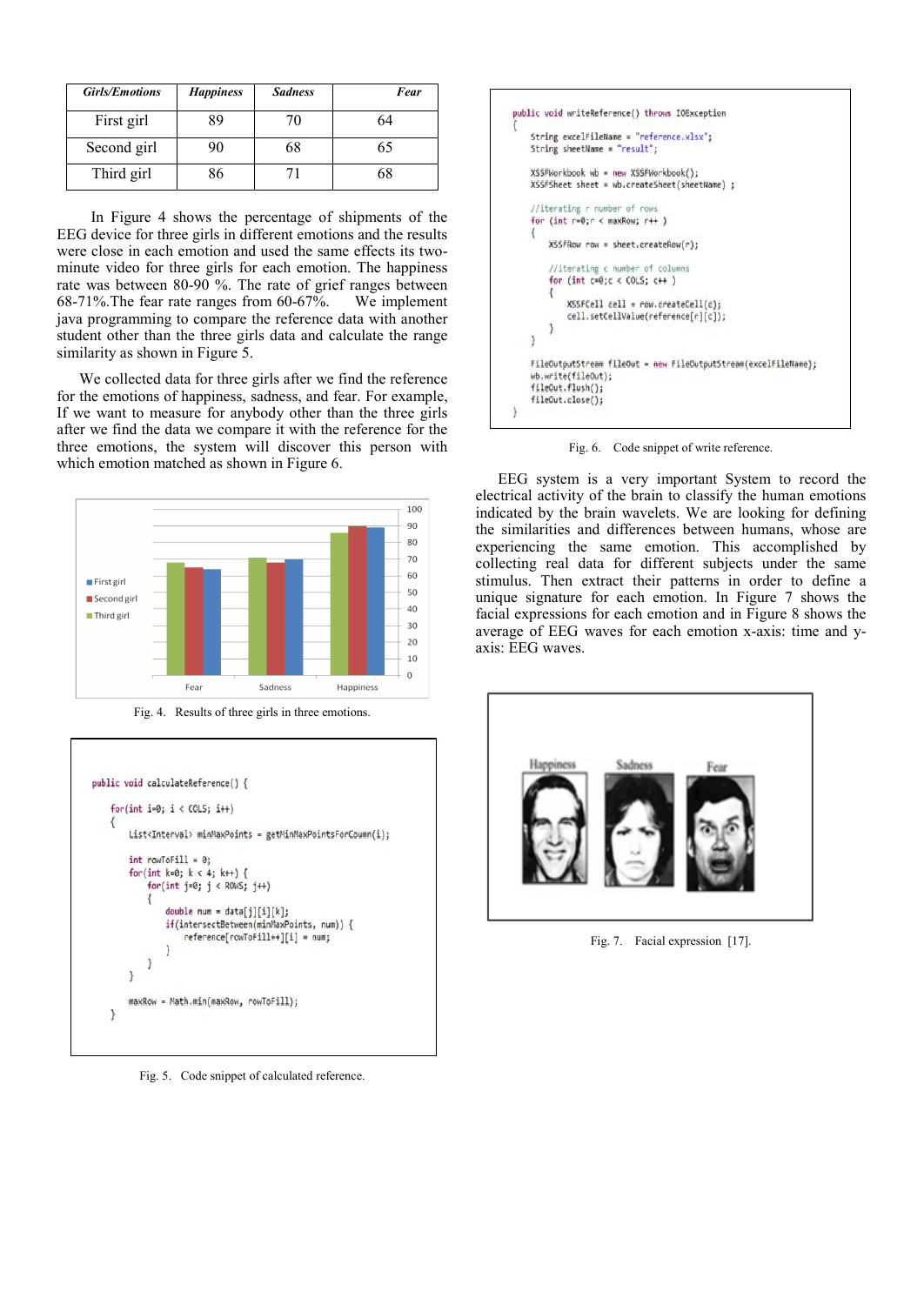| Girls/Emotions | Happiness | Sadness | Fear |
|---|---|---|---|
| First girl | 89 | 70 | 64 |
| Second girl | 90 | 68 | 65 |
| Third girl | 86 | 71 | 68 |

In Figure 4 shows the percentage of shipments of the EEG device for three girls in different emotions and the results were close in each emotion and used the same effects its two-minute video for three girls for each emotion. The happiness rate was between 80-90 %. The rate of grief ranges between 68-71%.The fear rate ranges from 60-67%. We implement java programming to compare the reference data with another student other than the three girls data and calculate the range similarity as shown in Figure 5.

We collected data for three girls after we find the reference for the emotions of happiness, sadness, and fear. For example, If we want to measure for anybody other than the three girls after we find the data we compare it with the reference for the three emotions, the system will discover this person with which emotion matched as shown in Figure 6.

Fig. 4. Results of three girls in three emotions.

```
public void calculateReference() {

    for(int i=0; i < COLS; i++)
    {
        List<Interval> minMaxPoints = getMinMaxPointsForCoumn(i);

        int rowToFill = 0;
        for(int k=0; k < 4; k++) {
            for(int j=0; j < ROWS; j++)
            {
                double num = data[j][i][k];
                if(intersectBetween(minMaxPoints, num)) {
                    reference[rowToFill++][i] = num;
                }
            }
        }

        maxRow = Math.min(maxRow, rowToFill);
    }
```

Fig. 5. Code snippet of calculated reference.

```
public void writeReference() throws IOException
{
    String excelFileName = "reference.xlsx";
    String sheetName = "result";

    XSSFWorkbook wb = new XSSFWorkbook();
    XSSFSheet sheet = wb.createSheet(sheetName) ;

    //iterating r number of rows
    for (int r=0;r < maxRow; r++ )
    {
        XSSFRow row = sheet.createRow(r);

        //iterating c number of columns
        for (int c=0;c < COLS; c++ )
        {
            XSSFCell cell = row.createCell(c);
            cell.setCellValue(reference[r][c]);
        }
    }

    FileOutputStream fileOut = new FileOutputStream(excelFileName);
    wb.write(fileOut);
    fileOut.flush();
    fileOut.close();
}
```

Fig. 6. Code snippet of write reference.

EEG system is a very important System to record the electrical activity of the brain to classify the human emotions indicated by the brain wavelets. We are looking for defining the similarities and differences between humans, whose are experiencing the same emotion. This accomplished by collecting real data for different subjects under the same stimulus. Then extract their patterns in order to define a unique signature for each emotion. In Figure 7 shows the facial expressions for each emotion and in Figure 8 shows the average of EEG waves for each emotion x-axis: time and y-axis: EEG waves.

Fig. 7. Facial expression [17].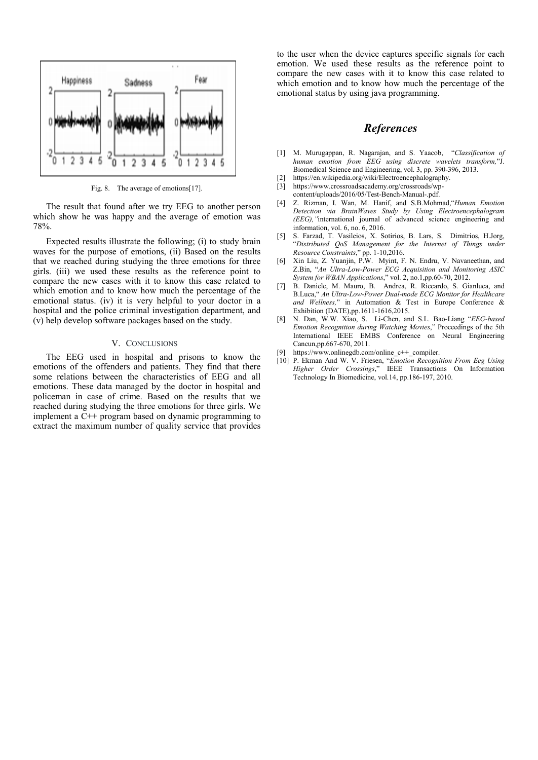Happiness

Sadness

Fear

2

0

-2

0 1 2 3 4 5

2

0

-2

0 1 2 3 4 5

2

0

-2

0 1 2 3 4 5

Fig. 8. The average of emotions[17].

The result that found after we try EEG to another person which show he was happy and the average of emotion was 78%.

Expected results illustrate the following; (i) to study brain waves for the purpose of emotions, (ii) Based on the results that we reached during studying the three emotions for three girls. (iii) we used these results as the reference point to compare the new cases with it to know this case related to which emotion and to know how much the percentage of the emotional status. (iv) it is very helpful to your doctor in a hospital and the police criminal investigation department, and (v) help develop software packages based on the study.

## V. Conclusions

The EEG used in hospital and prisons to know the emotions of the offenders and patients. They find that there some relations between the characteristics of EEG and all emotions. These data managed by the doctor in hospital and policeman in case of crime. Based on the results that we reached during studying the three emotions for three girls. We implement a C++ program based on dynamic programming to extract the maximum number of quality service that provides to the user when the device captures specific signals for each emotion. We used these results as the reference point to compare the new cases with it to know this case related to which emotion and to know how much the percentage of the emotional status by using java programming.

## *References*

[1] M. Murugappan, R. Nagarajan, and S. Yaacob, "*Classification of human emotion from EEG using discrete wavelets transform,*"J. Biomedical Science and Engineering, vol. 3, pp. 390-396, 2013.

[2] https://en.wikipedia.org/wiki/Electroencephalography.

[3] https://www.crossroadsacademy.org/crossroads/wp-content/uploads/2016/05/Test-Bench-Manual-.pdf.

[4] Z. Rizman, I. Wan, M. Hanif, and S.B.Mohmad,"*Human Emotion Detection via BrainWaves Study by Using Electroencephalogram (EEG),"*international journal of advanced science engineering and information, vol. 6, no. 6, 2016.

[5] S. Farzad, T. Vasileios, X. Sotirios, B. Lars, S. Dimitrios, H.Jorg, "*Distributed QoS Management for the Internet of Things under Resource Constraints*," pp. 1-10,2016.

[6] Xin Liu, Z. Yuanjin, P.W. Myint, F. N. Endru, V. Navaneethan, and Z.Bin, "*An Ultra-Low-Power ECG Acquisition and Monitoring ASIC System for WBAN Applications*," vol. 2, no.1,pp.60-70, 2012.

[7] B. Daniele, M. Mauro, B. Andrea, R. Riccardo, S. Gianluca, and B.Luca," *An Ultra-Low-Power Dual-mode ECG Monitor for Healthcare and Wellness,*" in Automation & Test in Europe Conference & Exhibition (DATE),pp.1611-1616,2015.

[8] N. Dan, W.W. Xiao, S. Li-Chen, and S.L. Bao-Liang "*EEG-based Emotion Recognition during Watching Movies*," Proceedings of the 5th International IEEE EMBS Conference on Neural Engineering Cancun,pp.667-670, 2011.

[9] https://www.onlinegdb.com/online_c++_compiler.

[10] P. Ekman And W. V. Friesen, "*Emotion Recognition From Eeg Using Higher Order Crossings*," IEEE Transactions On Information Technology In Biomedicine, vol.14, pp.186-197, 2010.